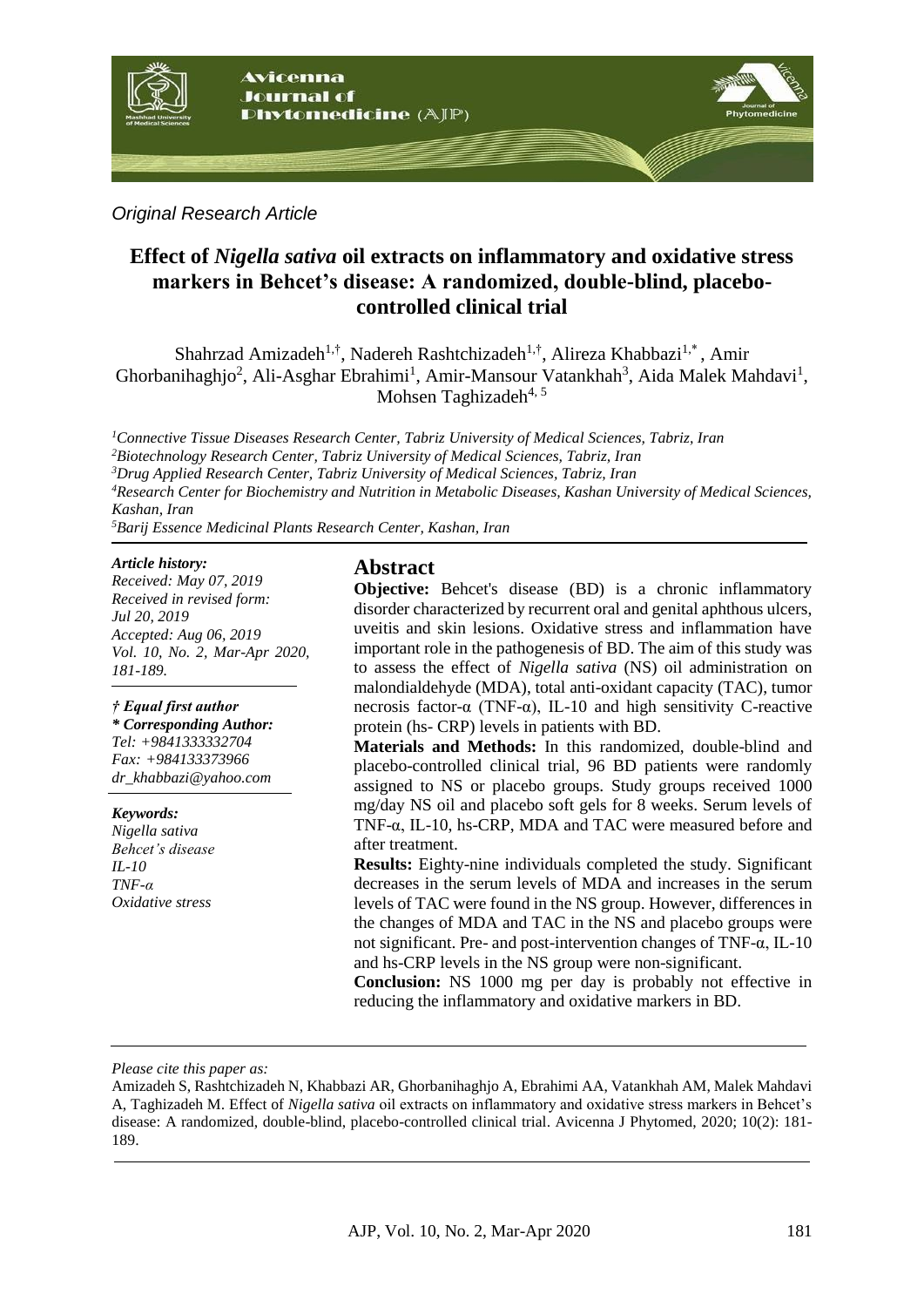*Original Research Article*

# Effect of *Nigella sativa* oil extracts on inflammatory and oxidative stress markers in Behcet's disease: A randomized, double-blind, placebo-controlled clinical trial

Shahrzad Amizadeh[1,†], Nadereh Rashtchizadeh[1,†], Alireza Khabbazi[1,*], Amir Ghorbanihaghjo[2], Ali-Asghar Ebrahimi[1], Amir-Mansour Vatankhah[3], Aida Malek Mahdavi[1], Mohsen Taghizadeh[4, 5]

[1]Connective Tissue Diseases Research Center, Tabriz University of Medical Sciences, Tabriz, Iran
[2]Biotechnology Research Center, Tabriz University of Medical Sciences, Tabriz, Iran
[3]Drug Applied Research Center, Tabriz University of Medical Sciences, Tabriz, Iran
[4]Research Center for Biochemistry and Nutrition in Metabolic Diseases, Kashan University of Medical Sciences, Kashan, Iran
[5]Barij Essence Medicinal Plants Research Center, Kashan, Iran

*Article history:*
*Received: May 07, 2019*
*Received in revised form: Jul 20, 2019*
*Accepted: Aug 06, 2019*
*Vol. 10, No. 2, Mar-Apr 2020, 181-189.*

***† Equal first author***
***\* Corresponding Author:***
*Tel: +9841333332704*
*Fax: +984133373966*
*dr_khabbazi@yahoo.com*

***Keywords:***
*Nigella sativa*
*Behcet's disease*
*IL-10*
*TNF-α*
*Oxidative stress*

## Abstract

**Objective:** Behcet's disease (BD) is a chronic inflammatory disorder characterized by recurrent oral and genital aphthous ulcers, uveitis and skin lesions. Oxidative stress and inflammation have important role in the pathogenesis of BD. The aim of this study was to assess the effect of *Nigella sativa* (NS) oil administration on malondialdehyde (MDA), total anti-oxidant capacity (TAC), tumor necrosis factor-α (TNF-α), IL-10 and high sensitivity C-reactive protein (hs- CRP) levels in patients with BD.

**Materials and Methods:** In this randomized, double-blind and placebo-controlled clinical trial, 96 BD patients were randomly assigned to NS or placebo groups. Study groups received 1000 mg/day NS oil and placebo soft gels for 8 weeks. Serum levels of TNF-α, IL-10, hs-CRP, MDA and TAC were measured before and after treatment.

**Results:** Eighty-nine individuals completed the study. Significant decreases in the serum levels of MDA and increases in the serum levels of TAC were found in the NS group. However, differences in the changes of MDA and TAC in the NS and placebo groups were not significant. Pre- and post-intervention changes of TNF-α, IL-10 and hs-CRP levels in the NS group were non-significant.

**Conclusion:** NS 1000 mg per day is probably not effective in reducing the inflammatory and oxidative markers in BD.

*Please cite this paper as:*

Amizadeh S, Rashtchizadeh N, Khabbazi AR, Ghorbanihaghjo A, Ebrahimi AA, Vatankhah AM, Malek Mahdavi A, Taghizadeh M. Effect of *Nigella sativa* oil extracts on inflammatory and oxidative stress markers in Behcet's disease: A randomized, double-blind, placebo-controlled clinical trial. Avicenna J Phytomed, 2020; 10(2): 181-189.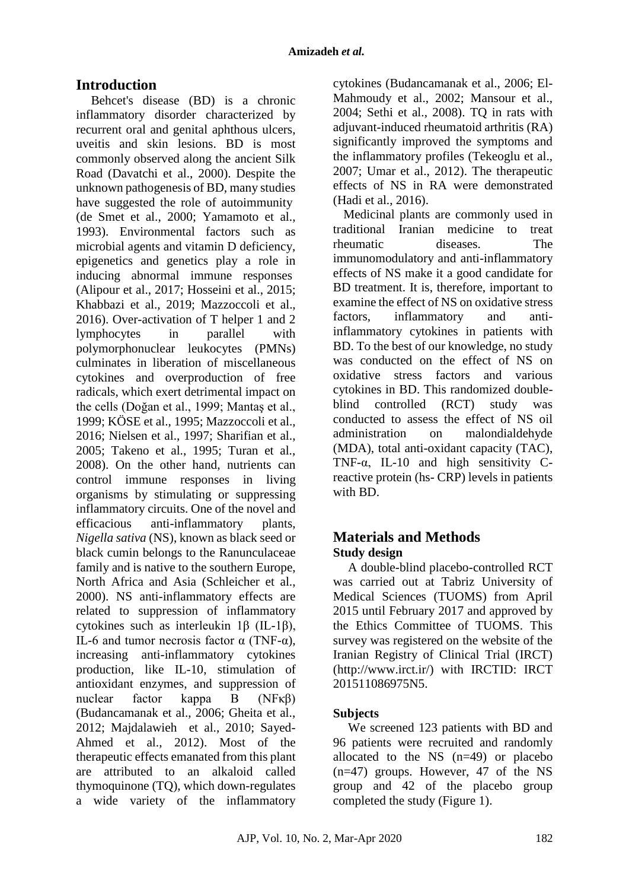## Introduction

Behcet's disease (BD) is a chronic inflammatory disorder characterized by recurrent oral and genital aphthous ulcers, uveitis and skin lesions. BD is most commonly observed along the ancient Silk Road (Davatchi et al., 2000). Despite the unknown pathogenesis of BD, many studies have suggested the role of autoimmunity (de Smet et al., 2000; Yamamoto et al., 1993). Environmental factors such as microbial agents and vitamin D deficiency, epigenetics and genetics play a role in inducing abnormal immune responses (Alipour et al., 2017; Hosseini et al., 2015; Khabbazi et al., 2019; Mazzoccoli et al., 2016). Over-activation of T helper 1 and 2 lymphocytes in parallel with polymorphonuclear leukocytes (PMNs) culminates in liberation of miscellaneous cytokines and overproduction of free radicals, which exert detrimental impact on the cells (Doğan et al., 1999; Mantaş et al., 1999; KÖSE et al., 1995; Mazzoccoli et al., 2016; Nielsen et al., 1997; Sharifian et al., 2005; Takeno et al., 1995; Turan et al., 2008). On the other hand, nutrients can control immune responses in living organisms by stimulating or suppressing inflammatory circuits. One of the novel and efficacious anti-inflammatory plants, *Nigella sativa* (NS), known as black seed or black cumin belongs to the Ranunculaceae family and is native to the southern Europe, North Africa and Asia (Schleicher et al., 2000). NS anti-inflammatory effects are related to suppression of inflammatory cytokines such as interleukin 1β (IL-1β), IL-6 and tumor necrosis factor α (TNF-α), increasing anti-inflammatory cytokines production, like IL-10, stimulation of antioxidant enzymes, and suppression of nuclear factor kappa B (NFκβ) (Budancamanak et al., 2006; Gheita et al., 2012; Majdalawieh et al., 2010; Sayed-Ahmed et al., 2012). Most of the therapeutic effects emanated from this plant are attributed to an alkaloid called thymoquinone (TQ), which down-regulates a wide variety of the inflammatory cytokines (Budancamanak et al., 2006; El-Mahmoudy et al., 2002; Mansour et al., 2004; Sethi et al., 2008). TQ in rats with adjuvant-induced rheumatoid arthritis (RA) significantly improved the symptoms and the inflammatory profiles (Tekeoglu et al., 2007; Umar et al., 2012). The therapeutic effects of NS in RA were demonstrated (Hadi et al., 2016).

Medicinal plants are commonly used in traditional Iranian medicine to treat rheumatic diseases. The immunomodulatory and anti-inflammatory effects of NS make it a good candidate for BD treatment. It is, therefore, important to examine the effect of NS on oxidative stress factors, inflammatory and anti-inflammatory cytokines in patients with BD. To the best of our knowledge, no study was conducted on the effect of NS on oxidative stress factors and various cytokines in BD. This randomized double-blind controlled (RCT) study was conducted to assess the effect of NS oil administration on malondialdehyde (MDA), total anti-oxidant capacity (TAC), TNF-α, IL-10 and high sensitivity C-reactive protein (hs- CRP) levels in patients with BD.

## Materials and Methods

### Study design

A double-blind placebo-controlled RCT was carried out at Tabriz University of Medical Sciences (TUOMS) from April 2015 until February 2017 and approved by the Ethics Committee of TUOMS. This survey was registered on the website of the Iranian Registry of Clinical Trial (IRCT) (http://www.irct.ir/) with IRCTID: IRCT 201511086975N5.

### Subjects

We screened 123 patients with BD and 96 patients were recruited and randomly allocated to the NS (n=49) or placebo (n=47) groups. However, 47 of the NS group and 42 of the placebo group completed the study (Figure 1).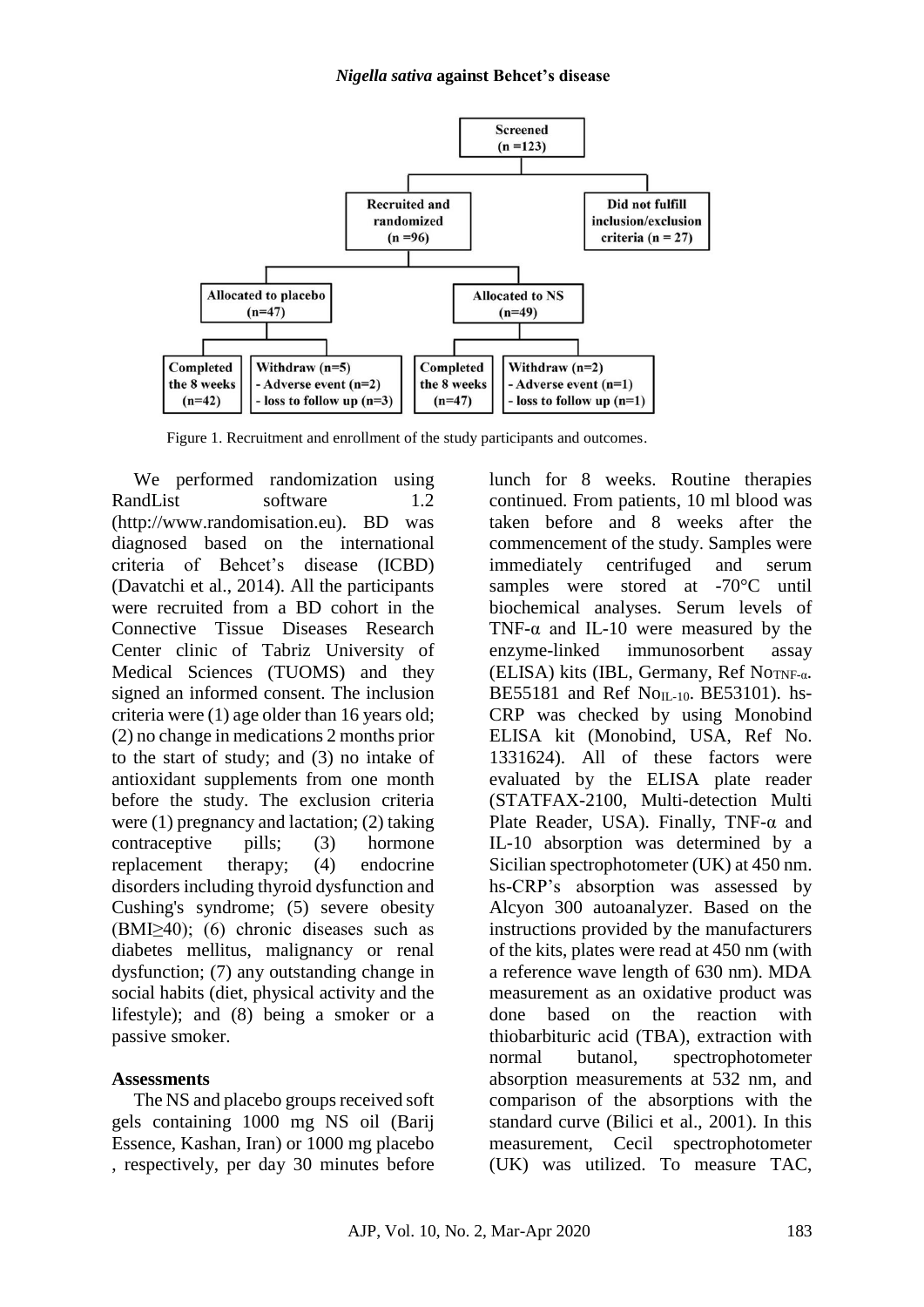Screened (n =123)

Recruited and randomized (n =96)

Did not fulfill inclusion/exclusion criteria (n = 27)

Allocated to placebo (n=47)

Allocated to NS (n=49)

Completed the 8 weeks (n=42)

Withdraw (n=5)
- Adverse event (n=2)
- loss to follow up (n=3)

Completed the 8 weeks (n=47)

Withdraw (n=2)
- Adverse event (n=1)
- loss to follow up (n=1)

Figure 1. Recruitment and enrollment of the study participants and outcomes.

We performed randomization using RandList software 1.2 (http://www.randomisation.eu). BD was diagnosed based on the international criteria of Behcet's disease (ICBD) (Davatchi et al., 2014). All the participants were recruited from a BD cohort in the Connective Tissue Diseases Research Center clinic of Tabriz University of Medical Sciences (TUOMS) and they signed an informed consent. The inclusion criteria were (1) age older than 16 years old; (2) no change in medications 2 months prior to the start of study; and (3) no intake of antioxidant supplements from one month before the study. The exclusion criteria were (1) pregnancy and lactation; (2) taking contraceptive pills; (3) hormone replacement therapy; (4) endocrine disorders including thyroid dysfunction and Cushing's syndrome; (5) severe obesity (BMI≥40); (6) chronic diseases such as diabetes mellitus, malignancy or renal dysfunction; (7) any outstanding change in social habits (diet, physical activity and the lifestyle); and (8) being a smoker or a passive smoker.

### Assessments

The NS and placebo groups received soft gels containing 1000 mg NS oil (Barij Essence, Kashan, Iran) or 1000 mg placebo , respectively, per day 30 minutes before lunch for 8 weeks. Routine therapies continued. From patients, 10 ml blood was taken before and 8 weeks after the commencement of the study. Samples were immediately centrifuged and serum samples were stored at -70°C until biochemical analyses. Serum levels of TNF-α and IL-10 were measured by the enzyme-linked immunosorbent assay (ELISA) kits (IBL, Germany, Ref $No_{TNF\text{-}\alpha}$. BE55181 and Ref $No_{IL\text{-}10}$. BE53101). hs-CRP was checked by using Monobind ELISA kit (Monobind, USA, Ref No. 1331624). All of these factors were evaluated by the ELISA plate reader (STATFAX-2100, Multi-detection Multi Plate Reader, USA). Finally, TNF-α and IL-10 absorption was determined by a Sicilian spectrophotometer (UK) at 450 nm. hs-CRP's absorption was assessed by Alcyon 300 autoanalyzer. Based on the instructions provided by the manufacturers of the kits, plates were read at 450 nm (with a reference wave length of 630 nm). MDA measurement as an oxidative product was done based on the reaction with thiobarbituric acid (TBA), extraction with normal butanol, spectrophotometer absorption measurements at 532 nm, and comparison of the absorptions with the standard curve (Bilici et al., 2001). In this measurement, Cecil spectrophotometer (UK) was utilized. To measure TAC,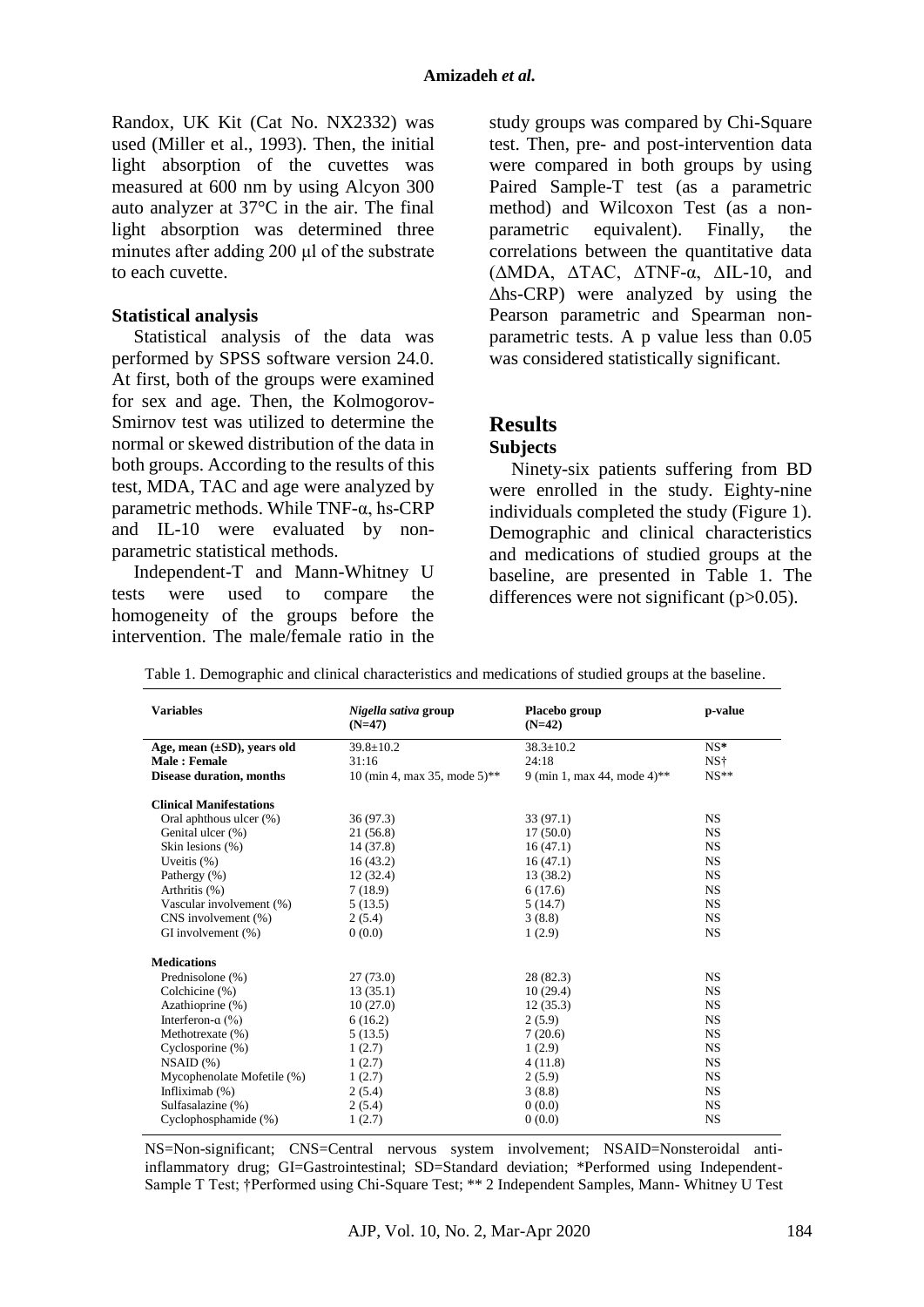Randox, UK Kit (Cat No. NX2332) was used (Miller et al., 1993). Then, the initial light absorption of the cuvettes was measured at 600 nm by using Alcyon 300 auto analyzer at 37°C in the air. The final light absorption was determined three minutes after adding 200 μl of the substrate to each cuvette.

### Statistical analysis

Statistical analysis of the data was performed by SPSS software version 24.0. At first, both of the groups were examined for sex and age. Then, the Kolmogorov-Smirnov test was utilized to determine the normal or skewed distribution of the data in both groups. According to the results of this test, MDA, TAC and age were analyzed by parametric methods. While TNF-α, hs-CRP and IL-10 were evaluated by non-parametric statistical methods.

Independent-T and Mann-Whitney U tests were used to compare the homogeneity of the groups before the intervention. The male/female ratio in the study groups was compared by Chi-Square test. Then, pre- and post-intervention data were compared in both groups by using Paired Sample-T test (as a parametric method) and Wilcoxon Test (as a non-parametric equivalent). Finally, the correlations between the quantitative data (ΔMDA, ΔTAC, ΔTNF-α, ΔIL-10, and Δhs-CRP) were analyzed by using the Pearson parametric and Spearman non-parametric tests. A p value less than 0.05 was considered statistically significant.

## Results

### Subjects

Ninety-six patients suffering from BD were enrolled in the study. Eighty-nine individuals completed the study (Figure 1). Demographic and clinical characteristics and medications of studied groups at the baseline, are presented in Table 1. The differences were not significant (p>0.05).

Table 1. Demographic and clinical characteristics and medications of studied groups at the baseline.

| Variables | *Nigella sativa* group (N=47) | Placebo group (N=42) | p-value |
|---|---|---|---|
| **Age, mean (±SD), years old** | 39.8±10.2 | 38.3±10.2 | NS* |
| **Male : Female** | 31:16 | 24:18 | NS† |
| **Disease duration, months** | 10 (min 4, max 35, mode 5)** | 9 (min 1, max 44, mode 4)** | NS** |
| **Clinical Manifestations** | | | |
| Oral aphthous ulcer (%) | 36 (97.3) | 33 (97.1) | NS |
| Genital ulcer (%) | 21 (56.8) | 17 (50.0) | NS |
| Skin lesions (%) | 14 (37.8) | 16 (47.1) | NS |
| Uveitis (%) | 16 (43.2) | 16 (47.1) | NS |
| Pathergy (%) | 12 (32.4) | 13 (38.2) | NS |
| Arthritis (%) | 7 (18.9) | 6 (17.6) | NS |
| Vascular involvement (%) | 5 (13.5) | 5 (14.7) | NS |
| CNS involvement (%) | 2 (5.4) | 3 (8.8) | NS |
| GI involvement (%) | 0 (0.0) | 1 (2.9) | NS |
| **Medications** | | | |
| Prednisolone (%) | 27 (73.0) | 28 (82.3) | NS |
| Colchicine (%) | 13 (35.1) | 10 (29.4) | NS |
| Azathioprine (%) | 10 (27.0) | 12 (35.3) | NS |
| Interferon-α (%) | 6 (16.2) | 2 (5.9) | NS |
| Methotrexate (%) | 5 (13.5) | 7 (20.6) | NS |
| Cyclosporine (%) | 1 (2.7) | 1 (2.9) | NS |
| NSAID (%) | 1 (2.7) | 4 (11.8) | NS |
| Mycophenolate Mofetile (%) | 1 (2.7) | 2 (5.9) | NS |
| Infliximab (%) | 2 (5.4) | 3 (8.8) | NS |
| Sulfasalazine (%) | 2 (5.4) | 0 (0.0) | NS |
| Cyclophosphamide (%) | 1 (2.7) | 0 (0.0) | NS |

NS=Non-significant; CNS=Central nervous system involvement; NSAID=Nonsteroidal anti-inflammatory drug; GI=Gastrointestinal; SD=Standard deviation; *Performed using Independent-Sample T Test; †Performed using Chi-Square Test; ** 2 Independent Samples, Mann- Whitney U Test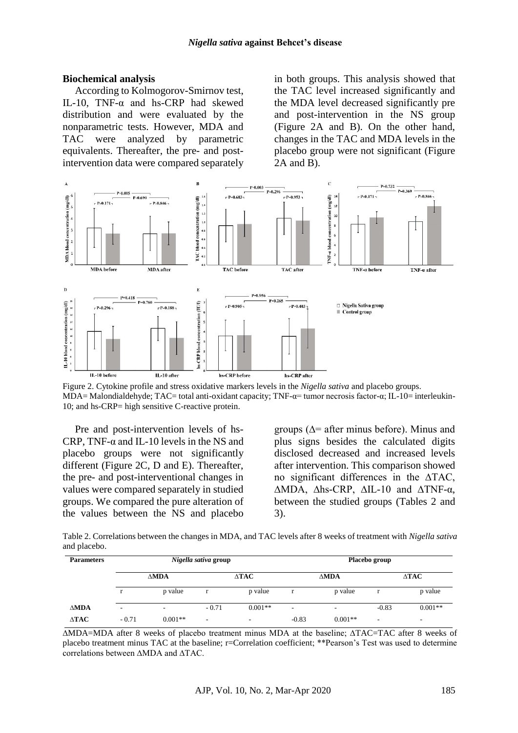### Biochemical analysis

According to Kolmogorov-Smirnov test, IL-10, TNF-α and hs-CRP had skewed distribution and were evaluated by the nonparametric tests. However, MDA and TAC were analyzed by parametric equivalents. Thereafter, the pre- and post-intervention data were compared separately in both groups. This analysis showed that the TAC level increased significantly and the MDA level decreased significantly pre and post-intervention in the NS group (Figure 2A and B). On the other hand, changes in the TAC and MDA levels in the placebo group were not significant (Figure 2A and B).

Figure 2. Cytokine profile and stress oxidative markers levels in the *Nigella sativa* and placebo groups. MDA= Malondialdehyde; TAC= total anti-oxidant capacity; TNF-α= tumor necrosis factor-α; IL-10= interleukin-10; and hs-CRP= high sensitive C-reactive protein.

Pre and post-intervention levels of hs-CRP, TNF-α and IL-10 levels in the NS and placebo groups were not significantly different (Figure 2C, D and E). Thereafter, the pre- and post-interventional changes in values were compared separately in studied groups. We compared the pure alteration of the values between the NS and placebo groups (Δ= after minus before). Minus and plus signs besides the calculated digits disclosed decreased and increased levels after intervention. This comparison showed no significant differences in the ΔTAC, ΔMDA, Δhs-CRP, ΔIL-10 and ΔTNF-α, between the studied groups (Tables 2 and 3).

Table 2. Correlations between the changes in MDA, and TAC levels after 8 weeks of treatment with *Nigella sativa* and placebo.

| Parameters | *Nigella sativa* group | | | | Placebo group | | | |
|---|---|---|---|---|---|---|---|---|
| | ΔMDA | | ΔTAC | | ΔMDA | | ΔTAC | |
| | r | p value | r | p value | r | p value | r | p value |
| ΔMDA | - | - | - 0.71 | 0.001** | - | - | -0.83 | 0.001** |
| ΔTAC | - 0.71 | 0.001** | - | - | -0.83 | 0.001** | - | - |

ΔMDA=MDA after 8 weeks of placebo treatment minus MDA at the baseline; ΔTAC=TAC after 8 weeks of placebo treatment minus TAC at the baseline; r=Correlation coefficient; **Pearson's Test was used to determine correlations between ΔMDA and ΔTAC.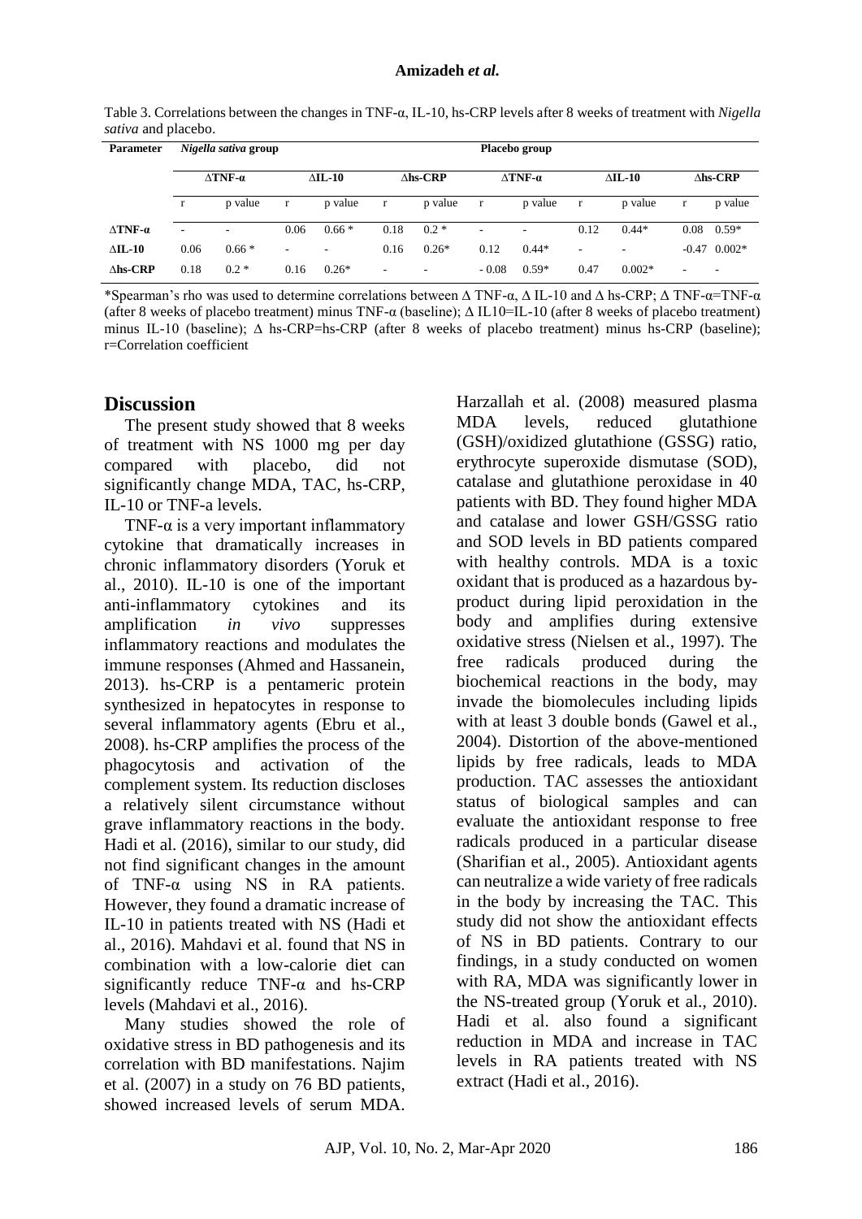Table 3. Correlations between the changes in TNF-α, IL-10, hs-CRP levels after 8 weeks of treatment with *Nigella sativa* and placebo.

| Parameter | *Nigella sativa* group | | | | | | Placebo group | | | | | |
|---|---|---|---|---|---|---|---|---|---|---|---|---|
| | **ΔTNF-α** | | **ΔIL-10** | | **Δhs-CRP** | | **ΔTNF-α** | | **ΔIL-10** | | **Δhs-CRP** | |
| | r | p value | r | p value | r | p value | r | p value | r | p value | r | p value |
| **ΔTNF-α** | - | - | 0.06 | 0.66 * | 0.18 | 0.2 * | - | - | 0.12 | 0.44* | 0.08 | 0.59* |
| **ΔIL-10** | 0.06 | 0.66 * | - | - | 0.16 | 0.26* | 0.12 | 0.44* | - | - | -0.47 | 0.002* |
| **Δhs-CRP** | 0.18 | 0.2 * | 0.16 | 0.26* | - | - | - 0.08 | 0.59* | 0.47 | 0.002* | - | - |

*Spearman's rho was used to determine correlations between Δ TNF-α, Δ IL-10 and Δ hs-CRP; Δ TNF-α=TNF-α (after 8 weeks of placebo treatment) minus TNF-α (baseline); Δ IL10=IL-10 (after 8 weeks of placebo treatment) minus IL-10 (baseline); Δ hs-CRP=hs-CRP (after 8 weeks of placebo treatment) minus hs-CRP (baseline); r=Correlation coefficient

## Discussion

The present study showed that 8 weeks of treatment with NS 1000 mg per day compared with placebo, did not significantly change MDA, TAC, hs-CRP, IL-10 or TNF-a levels.

TNF-α is a very important inflammatory cytokine that dramatically increases in chronic inflammatory disorders (Yoruk et al., 2010). IL-10 is one of the important anti-inflammatory cytokines and its amplification *in vivo* suppresses inflammatory reactions and modulates the immune responses (Ahmed and Hassanein, 2013). hs-CRP is a pentameric protein synthesized in hepatocytes in response to several inflammatory agents (Ebru et al., 2008). hs-CRP amplifies the process of the phagocytosis and activation of the complement system. Its reduction discloses a relatively silent circumstance without grave inflammatory reactions in the body. Hadi et al. (2016), similar to our study, did not find significant changes in the amount of TNF-α using NS in RA patients. However, they found a dramatic increase of IL-10 in patients treated with NS (Hadi et al., 2016). Mahdavi et al. found that NS in combination with a low-calorie diet can significantly reduce TNF-α and hs-CRP levels (Mahdavi et al., 2016).

Many studies showed the role of oxidative stress in BD pathogenesis and its correlation with BD manifestations. Najim et al. (2007) in a study on 76 BD patients, showed increased levels of serum MDA. Harzallah et al. (2008) measured plasma MDA levels, reduced glutathione (GSH)/oxidized glutathione (GSSG) ratio, erythrocyte superoxide dismutase (SOD), catalase and glutathione peroxidase in 40 patients with BD. They found higher MDA and catalase and lower GSH/GSSG ratio and SOD levels in BD patients compared with healthy controls. MDA is a toxic oxidant that is produced as a hazardous by-product during lipid peroxidation in the body and amplifies during extensive oxidative stress (Nielsen et al., 1997). The free radicals produced during the biochemical reactions in the body, may invade the biomolecules including lipids with at least 3 double bonds (Gawel et al., 2004). Distortion of the above-mentioned lipids by free radicals, leads to MDA production. TAC assesses the antioxidant status of biological samples and can evaluate the antioxidant response to free radicals produced in a particular disease (Sharifian et al., 2005). Antioxidant agents can neutralize a wide variety of free radicals in the body by increasing the TAC. This study did not show the antioxidant effects of NS in BD patients. Contrary to our findings, in a study conducted on women with RA, MDA was significantly lower in the NS-treated group (Yoruk et al., 2010). Hadi et al. also found a significant reduction in MDA and increase in TAC levels in RA patients treated with NS extract (Hadi et al., 2016).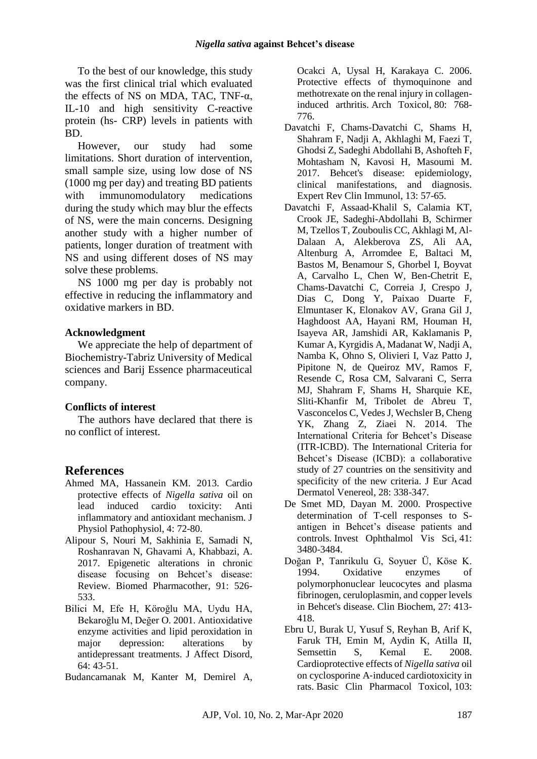To the best of our knowledge, this study was the first clinical trial which evaluated the effects of NS on MDA, TAC, TNF-α, IL-10 and high sensitivity C-reactive protein (hs- CRP) levels in patients with BD.

However, our study had some limitations. Short duration of intervention, small sample size, using low dose of NS (1000 mg per day) and treating BD patients with immunomodulatory medications during the study which may blur the effects of NS, were the main concerns. Designing another study with a higher number of patients, longer duration of treatment with NS and using different doses of NS may solve these problems.

NS 1000 mg per day is probably not effective in reducing the inflammatory and oxidative markers in BD.

## Acknowledgment

We appreciate the help of department of Biochemistry-Tabriz University of Medical sciences and Barij Essence pharmaceutical company.

## Conflicts of interest

The authors have declared that there is no conflict of interest.

# References

Ahmed MA, Hassanein KM. 2013. Cardio protective effects of *Nigella sativa* oil on lead induced cardio toxicity: Anti inflammatory and antioxidant mechanism. J Physiol Pathophysiol, 4: 72-80.

Alipour S, Nouri M, Sakhinia E, Samadi N, Roshanravan N, Ghavami A, Khabbazi, A. 2017. Epigenetic alterations in chronic disease focusing on Behcet's disease: Review. Biomed Pharmacother, 91: 526-533.

Bilici M, Efe H, Köroğlu MA, Uydu HA, Bekaroğlu M, Değer O. 2001. Antioxidative enzyme activities and lipid peroxidation in major depression: alterations by antidepressant treatments. J Affect Disord, 64: 43-51.

Budancamanak M, Kanter M, Demirel A, Ocakci A, Uysal H, Karakaya C. 2006. Protective effects of thymoquinone and methotrexate on the renal injury in collagen-induced arthritis. Arch Toxicol, 80: 768-776.

Davatchi F, Chams-Davatchi C, Shams H, Shahram F, Nadji A, Akhlaghi M, Faezi T, Ghodsi Z, Sadeghi Abdollahi B, Ashofteh F, Mohtasham N, Kavosi H, Masoumi M. 2017. Behcet's disease: epidemiology, clinical manifestations, and diagnosis. Expert Rev Clin Immunol, 13: 57-65.

Davatchi F, Assaad-Khalil S, Calamia KT, Crook JE, Sadeghi-Abdollahi B, Schirmer M, Tzellos T, Zouboulis CC, Akhlagi M, Al-Dalaan A, Alekberova ZS, Ali AA, Altenburg A, Arromdee E, Baltaci M, Bastos M, Benamour S, Ghorbel I, Boyvat A, Carvalho L, Chen W, Ben-Chetrit E, Chams-Davatchi C, Correia J, Crespo J, Dias C, Dong Y, Paixao Duarte F, Elmuntaser K, Elonakov AV, Grana Gil J, Haghdoost AA, Hayani RM, Houman H, Isayeva AR, Jamshidi AR, Kaklamanis P, Kumar A, Kyrgidis A, Madanat W, Nadji A, Namba K, Ohno S, Olivieri I, Vaz Patto J, Pipitone N, de Queiroz MV, Ramos F, Resende C, Rosa CM, Salvarani C, Serra MJ, Shahram F, Shams H, Sharquie KE, Sliti-Khanfir M, Tribolet de Abreu T, Vasconcelos C, Vedes J, Wechsler B, Cheng YK, Zhang Z, Ziaei N. 2014. The International Criteria for Behcet's Disease (ITR-ICBD). The International Criteria for Behcet's Disease (ICBD): a collaborative study of 27 countries on the sensitivity and specificity of the new criteria. J Eur Acad Dermatol Venereol, 28: 338-347.

De Smet MD, Dayan M. 2000. Prospective determination of T-cell responses to S-antigen in Behcet's disease patients and controls. Invest Ophthalmol Vis Sci, 41: 3480-3484.

Doğan P, Tanrikulu G, Soyuer Ü, Köse K. 1994. Oxidative enzymes of polymorphonuclear leucocytes and plasma fibrinogen, ceruloplasmin, and copper levels in Behcet's disease. Clin Biochem, 27: 413-418.

Ebru U, Burak U, Yusuf S, Reyhan B, Arif K, Faruk TH, Emin M, Aydin K, Atilla II, Semsettin S, Kemal E. 2008. Cardioprotective effects of *Nigella sativa* oil on cyclosporine A-induced cardiotoxicity in rats. Basic Clin Pharmacol Toxicol, 103: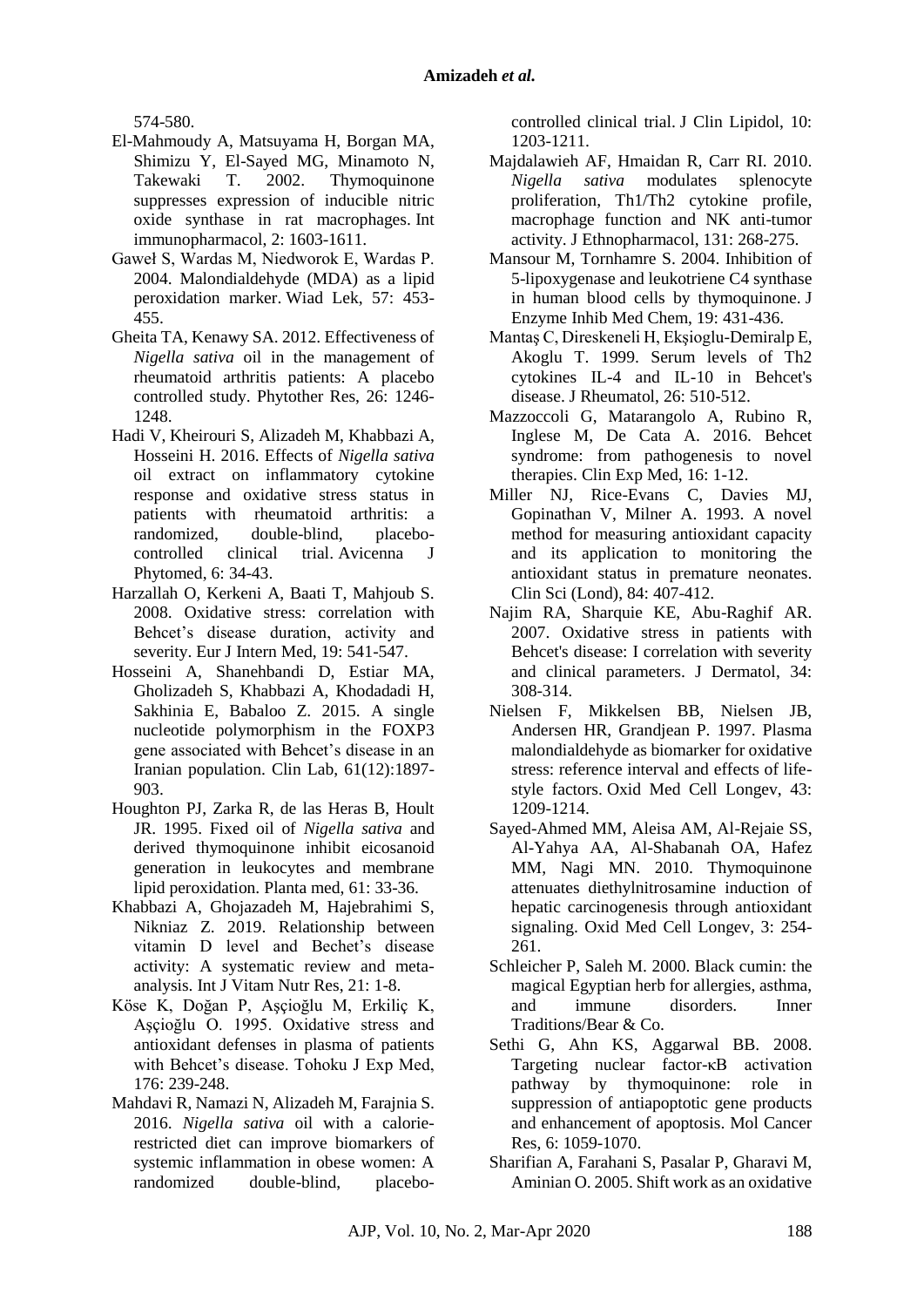574-580.

El-Mahmoudy A, Matsuyama H, Borgan MA, Shimizu Y, El-Sayed MG, Minamoto N, Takewaki T. 2002. Thymoquinone suppresses expression of inducible nitric oxide synthase in rat macrophages. Int immunopharmacol, 2: 1603-1611.

Gaweł S, Wardas M, Niedworok E, Wardas P. 2004. Malondialdehyde (MDA) as a lipid peroxidation marker. Wiad Lek, 57: 453-455.

Gheita TA, Kenawy SA. 2012. Effectiveness of *Nigella sativa* oil in the management of rheumatoid arthritis patients: A placebo controlled study. Phytother Res, 26: 1246-1248.

Hadi V, Kheirouri S, Alizadeh M, Khabbazi A, Hosseini H. 2016. Effects of *Nigella sativa* oil extract on inflammatory cytokine response and oxidative stress status in patients with rheumatoid arthritis: a randomized, double-blind, placebo-controlled clinical trial. Avicenna J Phytomed, 6: 34-43.

Harzallah O, Kerkeni A, Baati T, Mahjoub S. 2008. Oxidative stress: correlation with Behcet's disease duration, activity and severity. Eur J Intern Med, 19: 541-547.

Hosseini A, Shanehbandi D, Estiar MA, Gholizadeh S, Khabbazi A, Khodadadi H, Sakhinia E, Babaloo Z. 2015. A single nucleotide polymorphism in the FOXP3 gene associated with Behcet's disease in an Iranian population. Clin Lab, 61(12):1897-903.

Houghton PJ, Zarka R, de las Heras B, Hoult JR. 1995. Fixed oil of *Nigella sativa* and derived thymoquinone inhibit eicosanoid generation in leukocytes and membrane lipid peroxidation. Planta med, 61: 33-36.

Khabbazi A, Ghojazadeh M, Hajebrahimi S, Nikniaz Z. 2019. Relationship between vitamin D level and Bechet's disease activity: A systematic review and meta-analysis. Int J Vitam Nutr Res, 21: 1-8.

Köse K, Doğan P, Aşçioğlu M, Erkiliç K, Aşçioğlu O. 1995. Oxidative stress and antioxidant defenses in plasma of patients with Behcet's disease. Tohoku J Exp Med, 176: 239-248.

Mahdavi R, Namazi N, Alizadeh M, Farajnia S. 2016. *Nigella sativa* oil with a calorie-restricted diet can improve biomarkers of systemic inflammation in obese women: A randomized double-blind, placebo-controlled clinical trial. J Clin Lipidol, 10: 1203-1211.

Majdalawieh AF, Hmaidan R, Carr RI. 2010. *Nigella sativa* modulates splenocyte proliferation, Th1/Th2 cytokine profile, macrophage function and NK anti-tumor activity. J Ethnopharmacol, 131: 268-275.

Mansour M, Tornhamre S. 2004. Inhibition of 5-lipoxygenase and leukotriene C4 synthase in human blood cells by thymoquinone. J Enzyme Inhib Med Chem, 19: 431-436.

Mantaş C, Direskeneli H, Ekşioglu-Demiralp E, Akoglu T. 1999. Serum levels of Th2 cytokines IL-4 and IL-10 in Behcet's disease. J Rheumatol, 26: 510-512.

Mazzoccoli G, Matarangolo A, Rubino R, Inglese M, De Cata A. 2016. Behcet syndrome: from pathogenesis to novel therapies. Clin Exp Med, 16: 1-12.

Miller NJ, Rice-Evans C, Davies MJ, Gopinathan V, Milner A. 1993. A novel method for measuring antioxidant capacity and its application to monitoring the antioxidant status in premature neonates. Clin Sci (Lond), 84: 407-412.

Najim RA, Sharquie KE, Abu-Raghif AR. 2007. Oxidative stress in patients with Behcet's disease: I correlation with severity and clinical parameters. J Dermatol, 34: 308-314.

Nielsen F, Mikkelsen BB, Nielsen JB, Andersen HR, Grandjean P. 1997. Plasma malondialdehyde as biomarker for oxidative stress: reference interval and effects of life-style factors. Oxid Med Cell Longev, 43: 1209-1214.

Sayed-Ahmed MM, Aleisa AM, Al-Rejaie SS, Al-Yahya AA, Al-Shabanah OA, Hafez MM, Nagi MN. 2010. Thymoquinone attenuates diethylnitrosamine induction of hepatic carcinogenesis through antioxidant signaling. Oxid Med Cell Longev, 3: 254-261.

Schleicher P, Saleh M. 2000. Black cumin: the magical Egyptian herb for allergies, asthma, and immune disorders. Inner Traditions/Bear & Co.

Sethi G, Ahn KS, Aggarwal BB. 2008. Targeting nuclear factor-κB activation pathway by thymoquinone: role in suppression of antiapoptotic gene products and enhancement of apoptosis. Mol Cancer Res, 6: 1059-1070.

Sharifian A, Farahani S, Pasalar P, Gharavi M, Aminian O. 2005. Shift work as an oxidative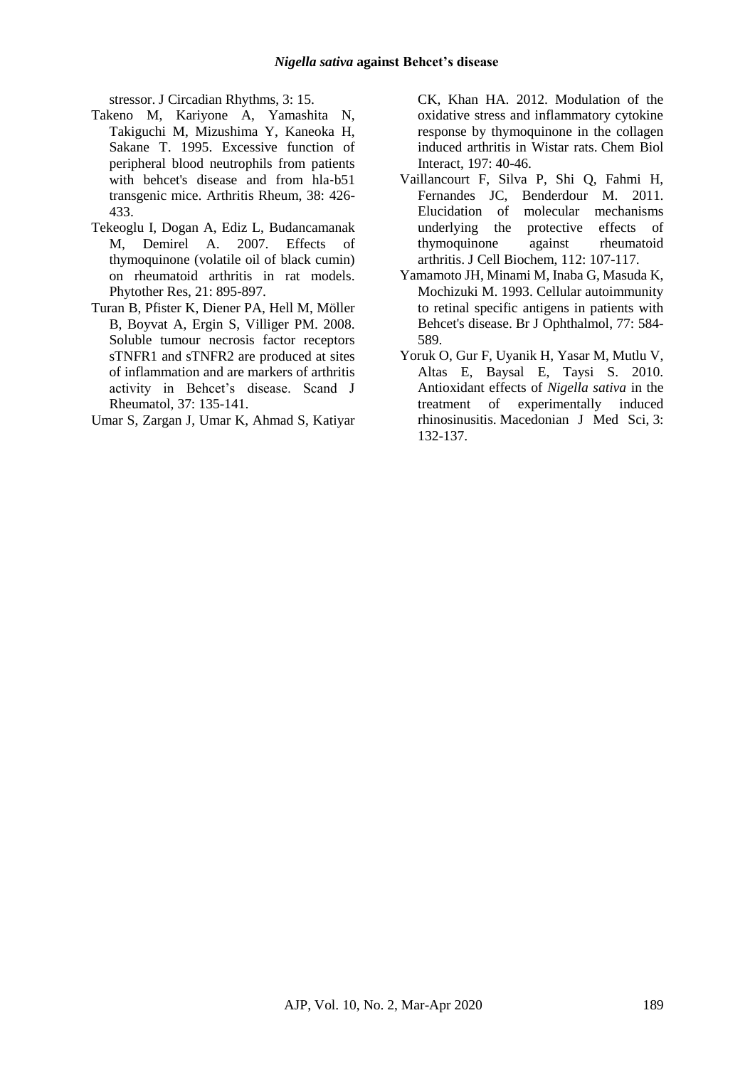stressor. J Circadian Rhythms, 3: 15.

Takeno M, Kariyone A, Yamashita N, Takiguchi M, Mizushima Y, Kaneoka H, Sakane T. 1995. Excessive function of peripheral blood neutrophils from patients with behcet's disease and from hla-b51 transgenic mice. Arthritis Rheum, 38: 426-433.

Tekeoglu I, Dogan A, Ediz L, Budancamanak M, Demirel A. 2007. Effects of thymoquinone (volatile oil of black cumin) on rheumatoid arthritis in rat models. Phytother Res, 21: 895-897.

Turan B, Pfister K, Diener PA, Hell M, Möller B, Boyvat A, Ergin S, Villiger PM. 2008. Soluble tumour necrosis factor receptors sTNFR1 and sTNFR2 are produced at sites of inflammation and are markers of arthritis activity in Behcet's disease. Scand J Rheumatol, 37: 135-141.

Umar S, Zargan J, Umar K, Ahmad S, Katiyar CK, Khan HA. 2012. Modulation of the oxidative stress and inflammatory cytokine response by thymoquinone in the collagen induced arthritis in Wistar rats. Chem Biol Interact, 197: 40-46.

Vaillancourt F, Silva P, Shi Q, Fahmi H, Fernandes JC, Benderdour M. 2011. Elucidation of molecular mechanisms underlying the protective effects of thymoquinone against rheumatoid arthritis. J Cell Biochem, 112: 107-117.

Yamamoto JH, Minami M, Inaba G, Masuda K, Mochizuki M. 1993. Cellular autoimmunity to retinal specific antigens in patients with Behcet's disease. Br J Ophthalmol, 77: 584-589.

Yoruk O, Gur F, Uyanik H, Yasar M, Mutlu V, Altas E, Baysal E, Taysi S. 2010. Antioxidant effects of *Nigella sativa* in the treatment of experimentally induced rhinosinusitis. Macedonian J Med Sci, 3: 132-137.